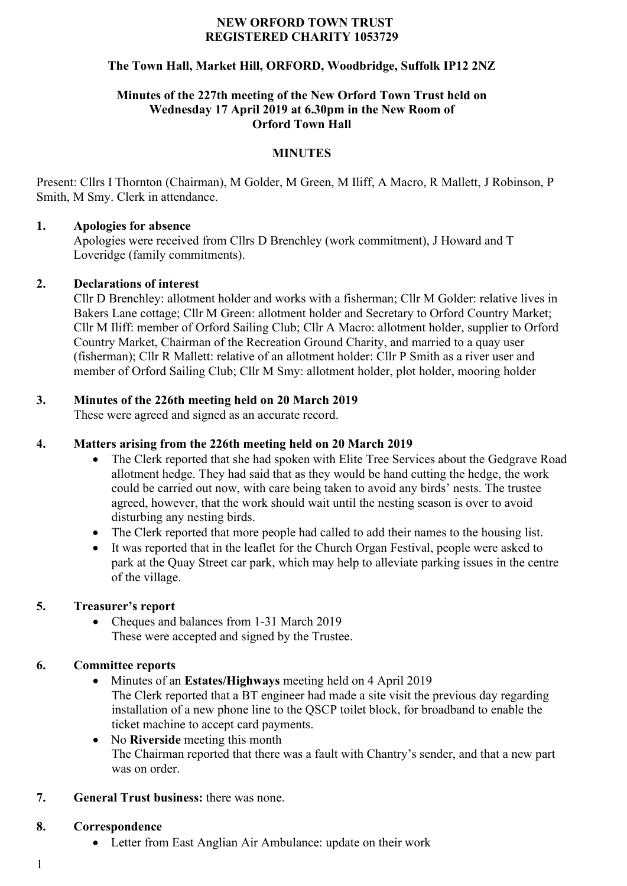**NEW ORFORD TOWN TRUST**
**REGISTERED CHARITY 1053729**

**The Town Hall, Market Hill, ORFORD, Woodbridge, Suffolk IP12 2NZ**

**Minutes of the 227th meeting of the New Orford Town Trust held on Wednesday 17 April 2019 at 6.30pm in the New Room of Orford Town Hall**

**MINUTES**

Present: Cllrs I Thornton (Chairman), M Golder, M Green, M Iliff, A Macro, R Mallett, J Robinson, P Smith, M Smy. Clerk in attendance.

1. **Apologies for absence**
   Apologies were received from Cllrs D Brenchley (work commitment), J Howard and T Loveridge (family commitments).

2. **Declarations of interest**
   Cllr D Brenchley: allotment holder and works with a fisherman; Cllr M Golder: relative lives in Bakers Lane cottage; Cllr M Green: allotment holder and Secretary to Orford Country Market; Cllr M Iliff: member of Orford Sailing Club; Cllr A Macro: allotment holder, supplier to Orford Country Market, Chairman of the Recreation Ground Charity, and married to a quay user (fisherman); Cllr R Mallett: relative of an allotment holder: Cllr P Smith as a river user and member of Orford Sailing Club; Cllr M Smy: allotment holder, plot holder, mooring holder

3. **Minutes of the 226th meeting held on 20 March 2019**
   These were agreed and signed as an accurate record.

4. **Matters arising from the 226th meeting held on 20 March 2019**
   - The Clerk reported that she had spoken with Elite Tree Services about the Gedgrave Road allotment hedge. They had said that as they would be hand cutting the hedge, the work could be carried out now, with care being taken to avoid any birds' nests. The trustee agreed, however, that the work should wait until the nesting season is over to avoid disturbing any nesting birds.
   - The Clerk reported that more people had called to add their names to the housing list.
   - It was reported that in the leaflet for the Church Organ Festival, people were asked to park at the Quay Street car park, which may help to alleviate parking issues in the centre of the village.

5. **Treasurer's report**
   - Cheques and balances from 1-31 March 2019
     These were accepted and signed by the Trustee.

6. **Committee reports**
   - Minutes of an **Estates/Highways** meeting held on 4 April 2019
     The Clerk reported that a BT engineer had made a site visit the previous day regarding installation of a new phone line to the QSCP toilet block, for broadband to enable the ticket machine to accept card payments.
   - No **Riverside** meeting this month
     The Chairman reported that there was a fault with Chantry's sender, and that a new part was on order.

7. **General Trust business:** there was none.

8. **Correspondence**
   - Letter from East Anglian Air Ambulance: update on their work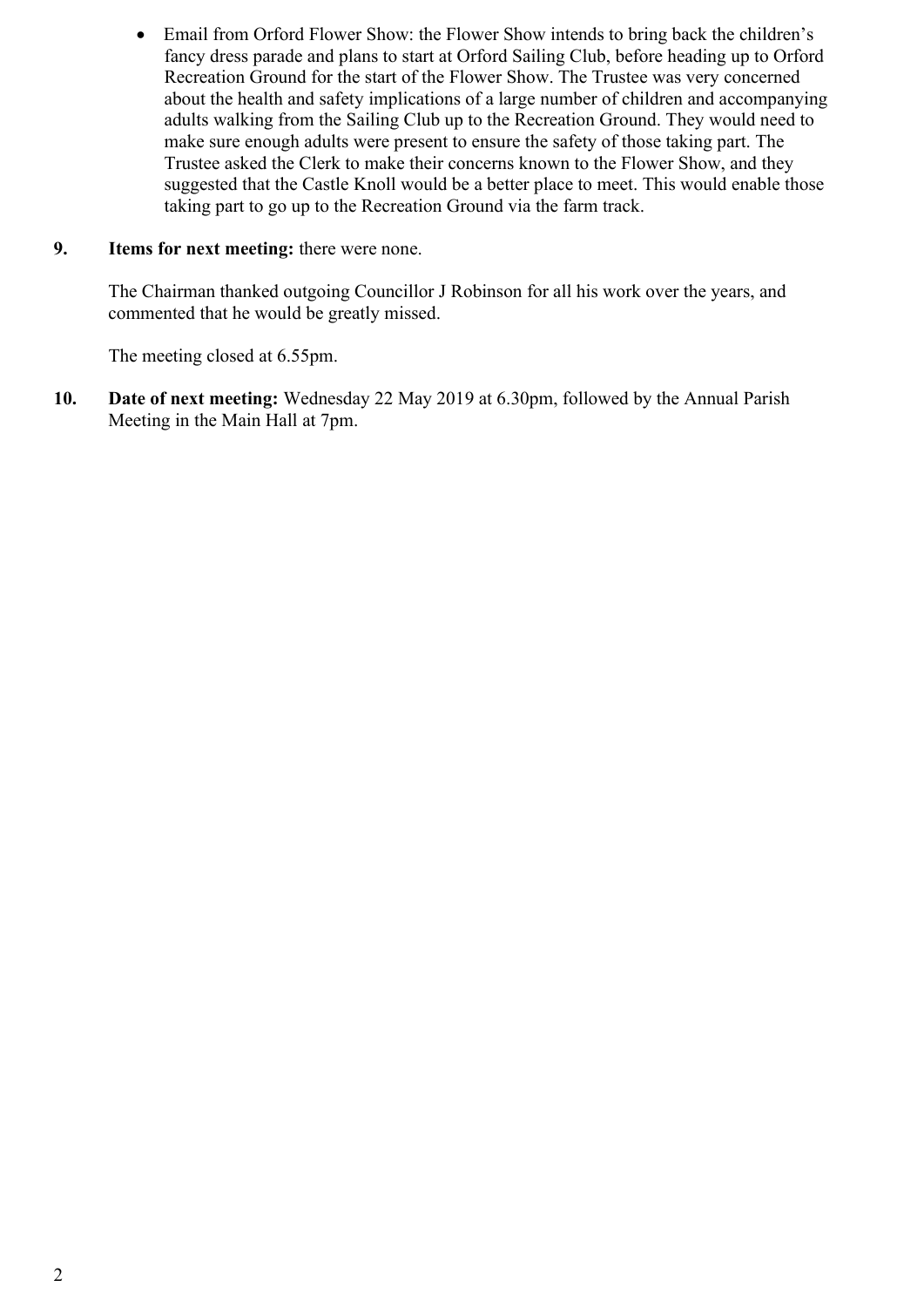- Email from Orford Flower Show: the Flower Show intends to bring back the children's fancy dress parade and plans to start at Orford Sailing Club, before heading up to Orford Recreation Ground for the start of the Flower Show. The Trustee was very concerned about the health and safety implications of a large number of children and accompanying adults walking from the Sailing Club up to the Recreation Ground. They would need to make sure enough adults were present to ensure the safety of those taking part. The Trustee asked the Clerk to make their concerns known to the Flower Show, and they suggested that the Castle Knoll would be a better place to meet. This would enable those taking part to go up to the Recreation Ground via the farm track.

**9. Items for next meeting:** there were none.

The Chairman thanked outgoing Councillor J Robinson for all his work over the years, and commented that he would be greatly missed.

The meeting closed at 6.55pm.

**10. Date of next meeting:** Wednesday 22 May 2019 at 6.30pm, followed by the Annual Parish Meeting in the Main Hall at 7pm.